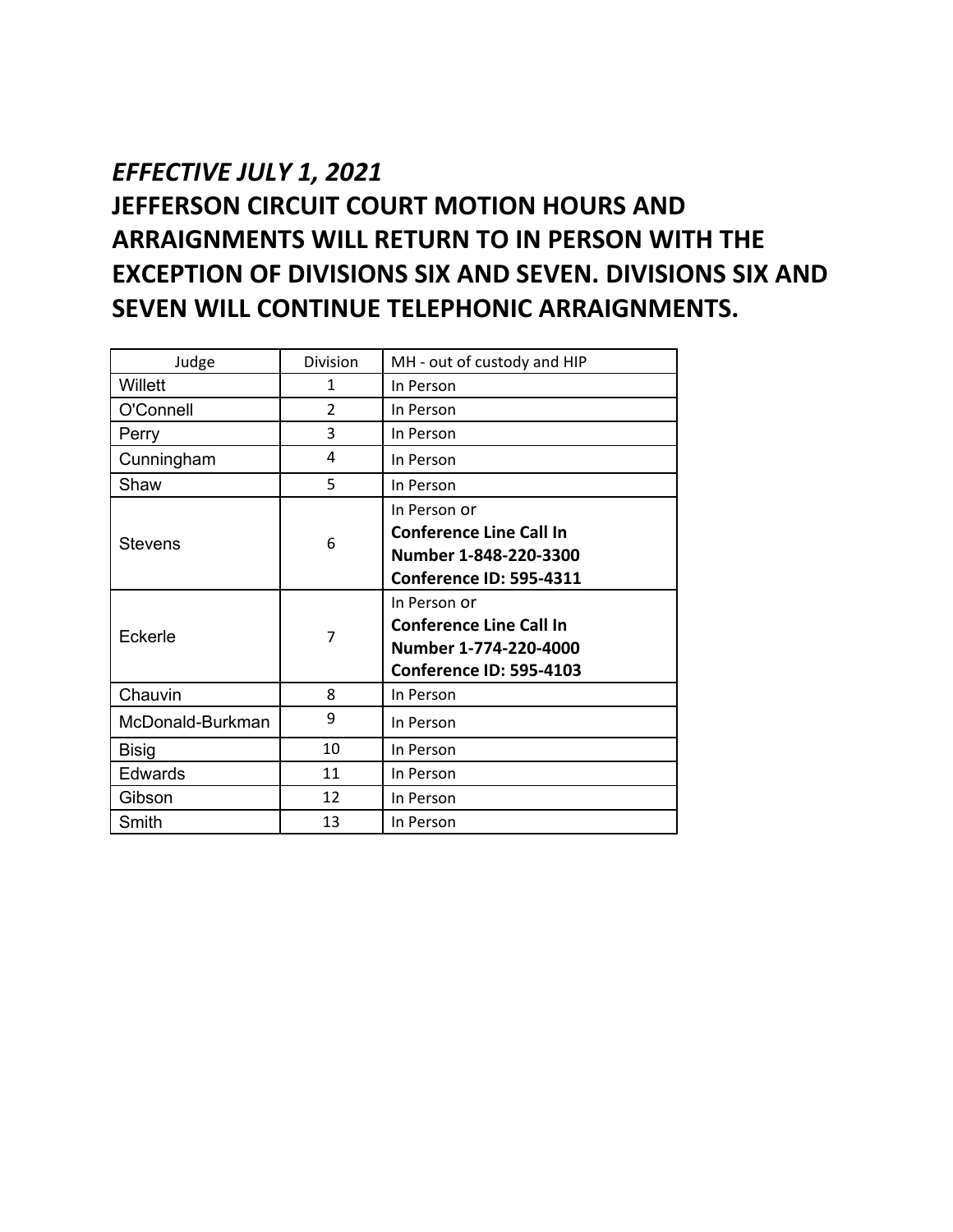***EFFECTIVE JULY 1, 2021***

**JEFFERSON CIRCUIT COURT MOTION HOURS AND ARRAIGNMENTS WILL RETURN TO IN PERSON WITH THE EXCEPTION OF DIVISIONS SIX AND SEVEN. DIVISIONS SIX AND SEVEN WILL CONTINUE TELEPHONIC ARRAIGNMENTS.**

| Judge | Division | MH - out of custody and HIP |
|---|---|---|
| Willett | 1 | In Person |
| O'Connell | 2 | In Person |
| Perry | 3 | In Person |
| Cunningham | 4 | In Person |
| Shaw | 5 | In Person |
| Stevens | 6 | In Person or **Conference Line Call In Number 1-848-220-3300 Conference ID: 595-4311** |
| Eckerle | 7 | In Person or **Conference Line Call In Number 1-774-220-4000 Conference ID: 595-4103** |
| Chauvin | 8 | In Person |
| McDonald-Burkman | 9 | In Person |
| Bisig | 10 | In Person |
| Edwards | 11 | In Person |
| Gibson | 12 | In Person |
| Smith | 13 | In Person |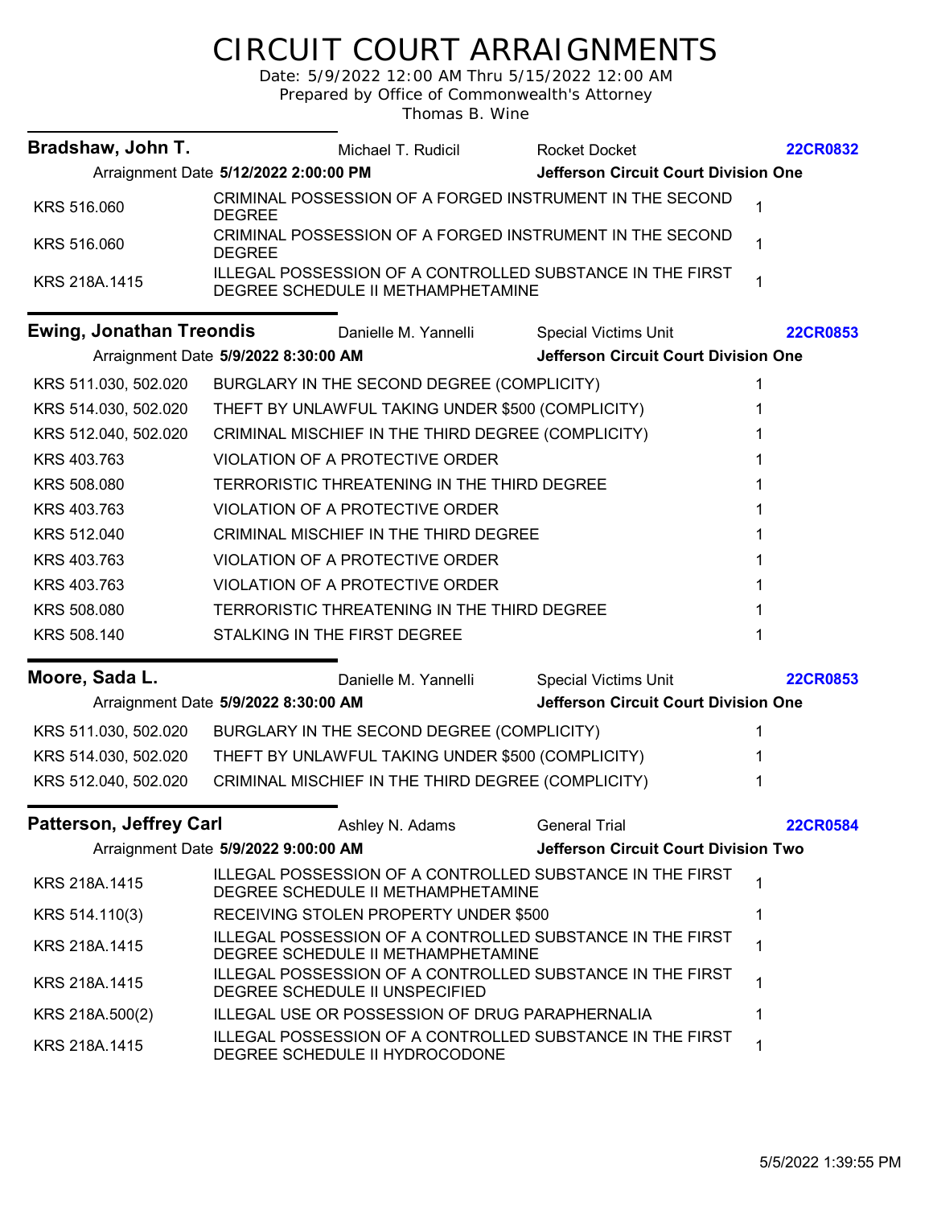# CIRCUIT COURT ARRAIGNMENTS

Date: 5/9/2022 12:00 AM Thru 5/15/2022 12:00 AM
Prepared by Office of Commonwealth's Attorney
Thomas B. Wine

---

**Bradshaw, John T.** | Michael T. Rudicil | Rocket Docket | **22CR0832**

Arraignment Date **5/12/2022 2:00:00 PM** | **Jefferson Circuit Court Division One**

| Statute | Charge | Count |
|---|---|---|
| KRS 516.060 | CRIMINAL POSSESSION OF A FORGED INSTRUMENT IN THE SECOND DEGREE | 1 |
| KRS 516.060 | CRIMINAL POSSESSION OF A FORGED INSTRUMENT IN THE SECOND DEGREE | 1 |
| KRS 218A.1415 | ILLEGAL POSSESSION OF A CONTROLLED SUBSTANCE IN THE FIRST DEGREE SCHEDULE II METHAMPHETAMINE | 1 |

---

**Ewing, Jonathan Treondis** | Danielle M. Yannelli | Special Victims Unit | **22CR0853**

Arraignment Date **5/9/2022 8:30:00 AM** | **Jefferson Circuit Court Division One**

| Statute | Charge | Count |
|---|---|---|
| KRS 511.030, 502.020 | BURGLARY IN THE SECOND DEGREE (COMPLICITY) | 1 |
| KRS 514.030, 502.020 | THEFT BY UNLAWFUL TAKING UNDER $500 (COMPLICITY) | 1 |
| KRS 512.040, 502.020 | CRIMINAL MISCHIEF IN THE THIRD DEGREE (COMPLICITY) | 1 |
| KRS 403.763 | VIOLATION OF A PROTECTIVE ORDER | 1 |
| KRS 508.080 | TERRORISTIC THREATENING IN THE THIRD DEGREE | 1 |
| KRS 403.763 | VIOLATION OF A PROTECTIVE ORDER | 1 |
| KRS 512.040 | CRIMINAL MISCHIEF IN THE THIRD DEGREE | 1 |
| KRS 403.763 | VIOLATION OF A PROTECTIVE ORDER | 1 |
| KRS 403.763 | VIOLATION OF A PROTECTIVE ORDER | 1 |
| KRS 508.080 | TERRORISTIC THREATENING IN THE THIRD DEGREE | 1 |
| KRS 508.140 | STALKING IN THE FIRST DEGREE | 1 |

---

**Moore, Sada L.** | Danielle M. Yannelli | Special Victims Unit | **22CR0853**

Arraignment Date **5/9/2022 8:30:00 AM** | **Jefferson Circuit Court Division One**

| Statute | Charge | Count |
|---|---|---|
| KRS 511.030, 502.020 | BURGLARY IN THE SECOND DEGREE (COMPLICITY) | 1 |
| KRS 514.030, 502.020 | THEFT BY UNLAWFUL TAKING UNDER $500 (COMPLICITY) | 1 |
| KRS 512.040, 502.020 | CRIMINAL MISCHIEF IN THE THIRD DEGREE (COMPLICITY) | 1 |

---

**Patterson, Jeffrey Carl** | Ashley N. Adams | General Trial | **22CR0584**

Arraignment Date **5/9/2022 9:00:00 AM** | **Jefferson Circuit Court Division Two**

| Statute | Charge | Count |
|---|---|---|
| KRS 218A.1415 | ILLEGAL POSSESSION OF A CONTROLLED SUBSTANCE IN THE FIRST DEGREE SCHEDULE II METHAMPHETAMINE | 1 |
| KRS 514.110(3) | RECEIVING STOLEN PROPERTY UNDER $500 | 1 |
| KRS 218A.1415 | ILLEGAL POSSESSION OF A CONTROLLED SUBSTANCE IN THE FIRST DEGREE SCHEDULE II METHAMPHETAMINE | 1 |
| KRS 218A.1415 | ILLEGAL POSSESSION OF A CONTROLLED SUBSTANCE IN THE FIRST DEGREE SCHEDULE II UNSPECIFIED | 1 |
| KRS 218A.500(2) | ILLEGAL USE OR POSSESSION OF DRUG PARAPHERNALIA | 1 |
| KRS 218A.1415 | ILLEGAL POSSESSION OF A CONTROLLED SUBSTANCE IN THE FIRST DEGREE SCHEDULE II HYDROCODONE | 1 |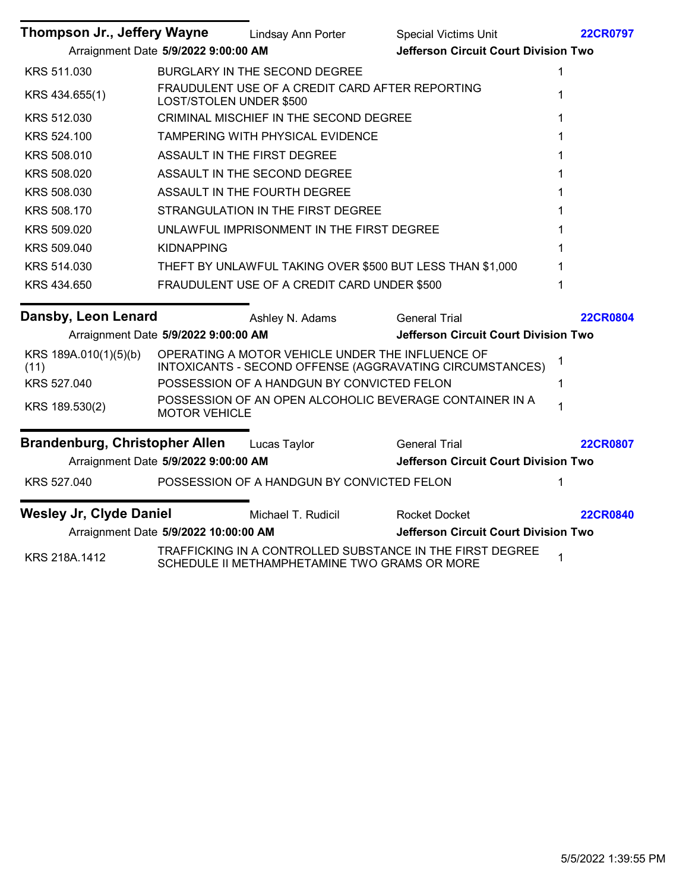**Thompson Jr., Jeffery Wayne** | Lindsay Ann Porter | Special Victims Unit | **22CR0797**

Arraignment Date **5/9/2022 9:00:00 AM** | **Jefferson Circuit Court Division Two**

| Statute | Charge | Count |
|---|---|---|
| KRS 511.030 | BURGLARY IN THE SECOND DEGREE | 1 |
| KRS 434.655(1) | FRAUDULENT USE OF A CREDIT CARD AFTER REPORTING LOST/STOLEN UNDER $500 | 1 |
| KRS 512.030 | CRIMINAL MISCHIEF IN THE SECOND DEGREE | 1 |
| KRS 524.100 | TAMPERING WITH PHYSICAL EVIDENCE | 1 |
| KRS 508.010 | ASSAULT IN THE FIRST DEGREE | 1 |
| KRS 508.020 | ASSAULT IN THE SECOND DEGREE | 1 |
| KRS 508.030 | ASSAULT IN THE FOURTH DEGREE | 1 |
| KRS 508.170 | STRANGULATION IN THE FIRST DEGREE | 1 |
| KRS 509.020 | UNLAWFUL IMPRISONMENT IN THE FIRST DEGREE | 1 |
| KRS 509.040 | KIDNAPPING | 1 |
| KRS 514.030 | THEFT BY UNLAWFUL TAKING OVER $500 BUT LESS THAN $1,000 | 1 |
| KRS 434.650 | FRAUDULENT USE OF A CREDIT CARD UNDER $500 | 1 |

**Dansby, Leon Lenard** | Ashley N. Adams | General Trial | **22CR0804**

Arraignment Date **5/9/2022 9:00:00 AM** | **Jefferson Circuit Court Division Two**

| Statute | Charge | Count |
|---|---|---|
| KRS 189A.010(1)(5)(b)(11) | OPERATING A MOTOR VEHICLE UNDER THE INFLUENCE OF INTOXICANTS - SECOND OFFENSE (AGGRAVATING CIRCUMSTANCES) | 1 |
| KRS 527.040 | POSSESSION OF A HANDGUN BY CONVICTED FELON | 1 |
| KRS 189.530(2) | POSSESSION OF AN OPEN ALCOHOLIC BEVERAGE CONTAINER IN A MOTOR VEHICLE | 1 |

**Brandenburg, Christopher Allen** | Lucas Taylor | General Trial | **22CR0807**

Arraignment Date **5/9/2022 9:00:00 AM** | **Jefferson Circuit Court Division Two**

| Statute | Charge | Count |
|---|---|---|
| KRS 527.040 | POSSESSION OF A HANDGUN BY CONVICTED FELON | 1 |

**Wesley Jr, Clyde Daniel** | Michael T. Rudicil | Rocket Docket | **22CR0840**

Arraignment Date **5/9/2022 10:00:00 AM** | **Jefferson Circuit Court Division Two**

| Statute | Charge | Count |
|---|---|---|
| KRS 218A.1412 | TRAFFICKING IN A CONTROLLED SUBSTANCE IN THE FIRST DEGREE SCHEDULE II METHAMPHETAMINE TWO GRAMS OR MORE | 1 |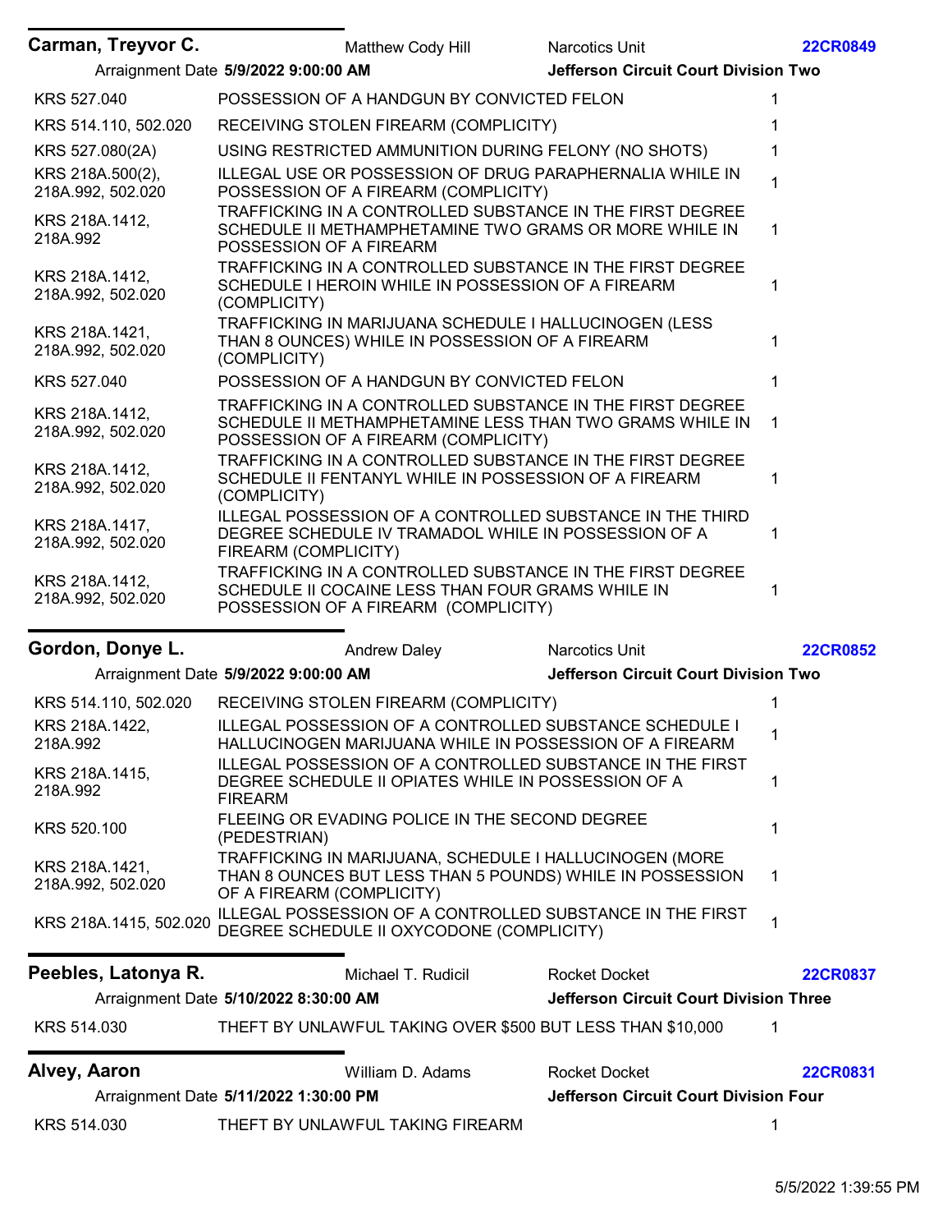**Carman, Treyvor C.** | Matthew Cody Hill | Narcotics Unit | **22CR0849**

Arraignment Date **5/9/2022 9:00:00 AM** | **Jefferson Circuit Court Division Two**

| Statute | Charge | Count |
|---|---|---|
| KRS 527.040 | POSSESSION OF A HANDGUN BY CONVICTED FELON | 1 |
| KRS 514.110, 502.020 | RECEIVING STOLEN FIREARM (COMPLICITY) | 1 |
| KRS 527.080(2A) | USING RESTRICTED AMMUNITION DURING FELONY (NO SHOTS) | 1 |
| KRS 218A.500(2), 218A.992, 502.020 | ILLEGAL USE OR POSSESSION OF DRUG PARAPHERNALIA WHILE IN POSSESSION OF A FIREARM (COMPLICITY) | 1 |
| KRS 218A.1412, 218A.992 | TRAFFICKING IN A CONTROLLED SUBSTANCE IN THE FIRST DEGREE SCHEDULE II METHAMPHETAMINE TWO GRAMS OR MORE WHILE IN POSSESSION OF A FIREARM | 1 |
| KRS 218A.1412, 218A.992, 502.020 | TRAFFICKING IN A CONTROLLED SUBSTANCE IN THE FIRST DEGREE SCHEDULE I HEROIN WHILE IN POSSESSION OF A FIREARM (COMPLICITY) | 1 |
| KRS 218A.1421, 218A.992, 502.020 | TRAFFICKING IN MARIJUANA SCHEDULE I HALLUCINOGEN (LESS THAN 8 OUNCES) WHILE IN POSSESSION OF A FIREARM (COMPLICITY) | 1 |
| KRS 527.040 | POSSESSION OF A HANDGUN BY CONVICTED FELON | 1 |
| KRS 218A.1412, 218A.992, 502.020 | TRAFFICKING IN A CONTROLLED SUBSTANCE IN THE FIRST DEGREE SCHEDULE II METHAMPHETAMINE LESS THAN TWO GRAMS WHILE IN POSSESSION OF A FIREARM (COMPLICITY) | 1 |
| KRS 218A.1412, 218A.992, 502.020 | TRAFFICKING IN A CONTROLLED SUBSTANCE IN THE FIRST DEGREE SCHEDULE II FENTANYL WHILE IN POSSESSION OF A FIREARM (COMPLICITY) | 1 |
| KRS 218A.1417, 218A.992, 502.020 | ILLEGAL POSSESSION OF A CONTROLLED SUBSTANCE IN THE THIRD DEGREE SCHEDULE IV TRAMADOL WHILE IN POSSESSION OF A FIREARM (COMPLICITY) | 1 |
| KRS 218A.1412, 218A.992, 502.020 | TRAFFICKING IN A CONTROLLED SUBSTANCE IN THE FIRST DEGREE SCHEDULE II COCAINE LESS THAN FOUR GRAMS WHILE IN POSSESSION OF A FIREARM (COMPLICITY) | 1 |

**Gordon, Donye L.** | Andrew Daley | Narcotics Unit | **22CR0852**

Arraignment Date **5/9/2022 9:00:00 AM** | **Jefferson Circuit Court Division Two**

| Statute | Charge | Count |
|---|---|---|
| KRS 514.110, 502.020 | RECEIVING STOLEN FIREARM (COMPLICITY) | 1 |
| KRS 218A.1422, 218A.992 | ILLEGAL POSSESSION OF A CONTROLLED SUBSTANCE SCHEDULE I HALLUCINOGEN MARIJUANA WHILE IN POSSESSION OF A FIREARM | 1 |
| KRS 218A.1415, 218A.992 | ILLEGAL POSSESSION OF A CONTROLLED SUBSTANCE IN THE FIRST DEGREE SCHEDULE II OPIATES WHILE IN POSSESSION OF A FIREARM | 1 |
| KRS 520.100 | FLEEING OR EVADING POLICE IN THE SECOND DEGREE (PEDESTRIAN) | 1 |
| KRS 218A.1421, 218A.992, 502.020 | TRAFFICKING IN MARIJUANA, SCHEDULE I HALLUCINOGEN (MORE THAN 8 OUNCES BUT LESS THAN 5 POUNDS) WHILE IN POSSESSION OF A FIREARM (COMPLICITY) | 1 |
| KRS 218A.1415, 502.020 | ILLEGAL POSSESSION OF A CONTROLLED SUBSTANCE IN THE FIRST DEGREE SCHEDULE II OXYCODONE (COMPLICITY) | 1 |

**Peebles, Latonya R.** | Michael T. Rudicil | Rocket Docket | **22CR0837**

Arraignment Date **5/10/2022 8:30:00 AM** | **Jefferson Circuit Court Division Three**

| Statute | Charge | Count |
|---|---|---|
| KRS 514.030 | THEFT BY UNLAWFUL TAKING OVER $500 BUT LESS THAN $10,000 | 1 |

**Alvey, Aaron** | William D. Adams | Rocket Docket | **22CR0831**

Arraignment Date **5/11/2022 1:30:00 PM** | **Jefferson Circuit Court Division Four**

| Statute | Charge | Count |
|---|---|---|
| KRS 514.030 | THEFT BY UNLAWFUL TAKING FIREARM | 1 |

5/5/2022 1:39:55 PM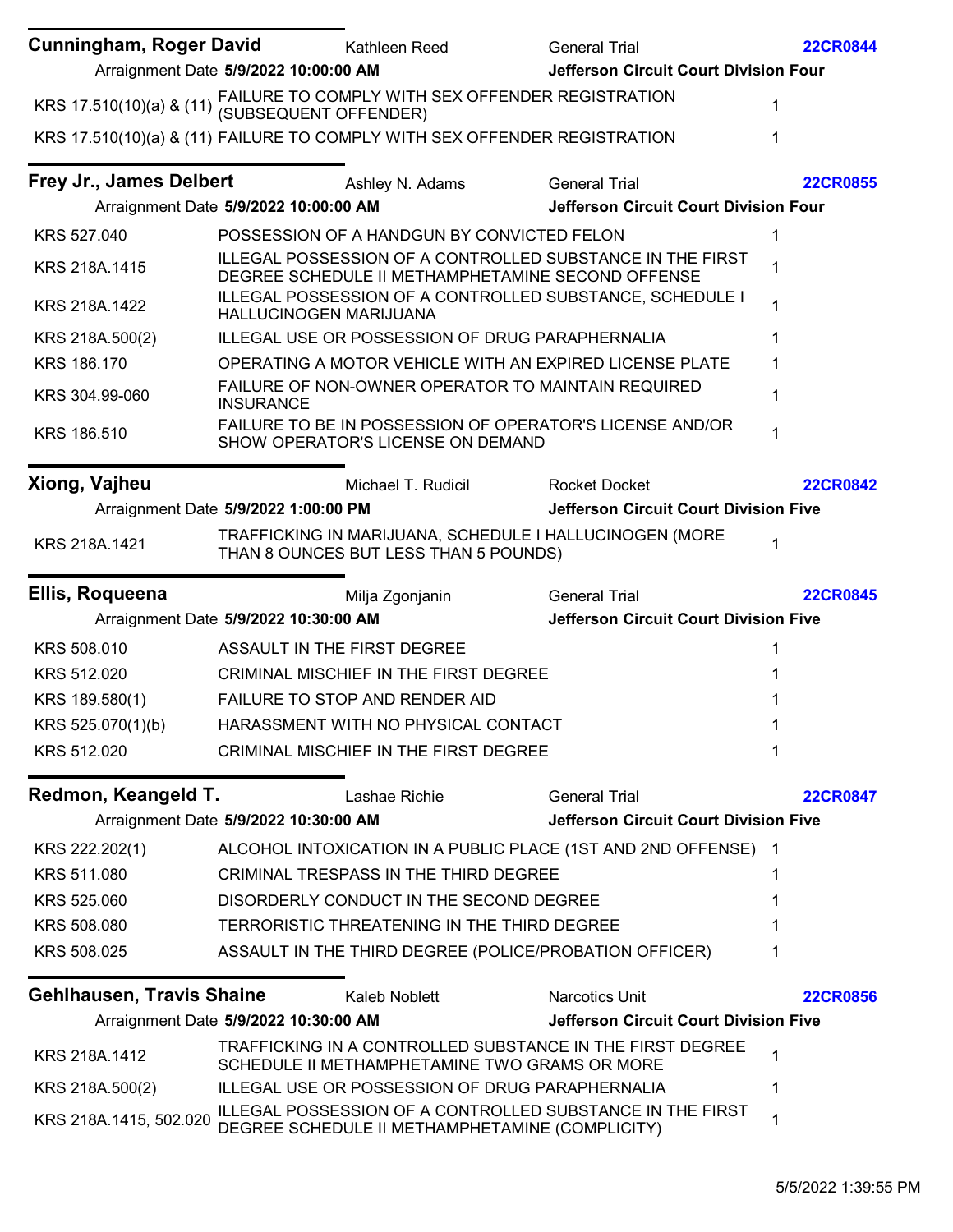## Cunningham, Roger David

Kathleen Reed | General Trial | **22CR0844**

Arraignment Date **5/9/2022 10:00:00 AM** | **Jefferson Circuit Court Division Four**

| Statute | Charge | Count |
|---|---|---|
| KRS 17.510(10)(a) & (11) | FAILURE TO COMPLY WITH SEX OFFENDER REGISTRATION (SUBSEQUENT OFFENDER) | 1 |
| KRS 17.510(10)(a) & (11) | FAILURE TO COMPLY WITH SEX OFFENDER REGISTRATION | 1 |

## Frey Jr., James Delbert

Ashley N. Adams | General Trial | **22CR0855**

Arraignment Date **5/9/2022 10:00:00 AM** | **Jefferson Circuit Court Division Four**

| Statute | Charge | Count |
|---|---|---|
| KRS 527.040 | POSSESSION OF A HANDGUN BY CONVICTED FELON | 1 |
| KRS 218A.1415 | ILLEGAL POSSESSION OF A CONTROLLED SUBSTANCE IN THE FIRST DEGREE SCHEDULE II METHAMPHETAMINE SECOND OFFENSE | 1 |
| KRS 218A.1422 | ILLEGAL POSSESSION OF A CONTROLLED SUBSTANCE, SCHEDULE I HALLUCINOGEN MARIJUANA | 1 |
| KRS 218A.500(2) | ILLEGAL USE OR POSSESSION OF DRUG PARAPHERNALIA | 1 |
| KRS 186.170 | OPERATING A MOTOR VEHICLE WITH AN EXPIRED LICENSE PLATE | 1 |
| KRS 304.99-060 | FAILURE OF NON-OWNER OPERATOR TO MAINTAIN REQUIRED INSURANCE | 1 |
| KRS 186.510 | FAILURE TO BE IN POSSESSION OF OPERATOR'S LICENSE AND/OR SHOW OPERATOR'S LICENSE ON DEMAND | 1 |

## Xiong, Vajheu

Michael T. Rudicil | Rocket Docket | **22CR0842**

Arraignment Date **5/9/2022 1:00:00 PM** | **Jefferson Circuit Court Division Five**

| Statute | Charge | Count |
|---|---|---|
| KRS 218A.1421 | TRAFFICKING IN MARIJUANA, SCHEDULE I HALLUCINOGEN (MORE THAN 8 OUNCES BUT LESS THAN 5 POUNDS) | 1 |

## Ellis, Roqueena

Milja Zgonjanin | General Trial | **22CR0845**

Arraignment Date **5/9/2022 10:30:00 AM** | **Jefferson Circuit Court Division Five**

| Statute | Charge | Count |
|---|---|---|
| KRS 508.010 | ASSAULT IN THE FIRST DEGREE | 1 |
| KRS 512.020 | CRIMINAL MISCHIEF IN THE FIRST DEGREE | 1 |
| KRS 189.580(1) | FAILURE TO STOP AND RENDER AID | 1 |
| KRS 525.070(1)(b) | HARASSMENT WITH NO PHYSICAL CONTACT | 1 |
| KRS 512.020 | CRIMINAL MISCHIEF IN THE FIRST DEGREE | 1 |

## Redmon, Keangeld T.

Lashae Richie | General Trial | **22CR0847**

Arraignment Date **5/9/2022 10:30:00 AM** | **Jefferson Circuit Court Division Five**

| Statute | Charge | Count |
|---|---|---|
| KRS 222.202(1) | ALCOHOL INTOXICATION IN A PUBLIC PLACE (1ST AND 2ND OFFENSE) | 1 |
| KRS 511.080 | CRIMINAL TRESPASS IN THE THIRD DEGREE | 1 |
| KRS 525.060 | DISORDERLY CONDUCT IN THE SECOND DEGREE | 1 |
| KRS 508.080 | TERRORISTIC THREATENING IN THE THIRD DEGREE | 1 |
| KRS 508.025 | ASSAULT IN THE THIRD DEGREE (POLICE/PROBATION OFFICER) | 1 |

## Gehlhausen, Travis Shaine

Kaleb Noblett | Narcotics Unit | **22CR0856**

Arraignment Date **5/9/2022 10:30:00 AM** | **Jefferson Circuit Court Division Five**

| Statute | Charge | Count |
|---|---|---|
| KRS 218A.1412 | TRAFFICKING IN A CONTROLLED SUBSTANCE IN THE FIRST DEGREE SCHEDULE II METHAMPHETAMINE TWO GRAMS OR MORE | 1 |
| KRS 218A.500(2) | ILLEGAL USE OR POSSESSION OF DRUG PARAPHERNALIA | 1 |
| KRS 218A.1415, 502.020 | ILLEGAL POSSESSION OF A CONTROLLED SUBSTANCE IN THE FIRST DEGREE SCHEDULE II METHAMPHETAMINE (COMPLICITY) | 1 |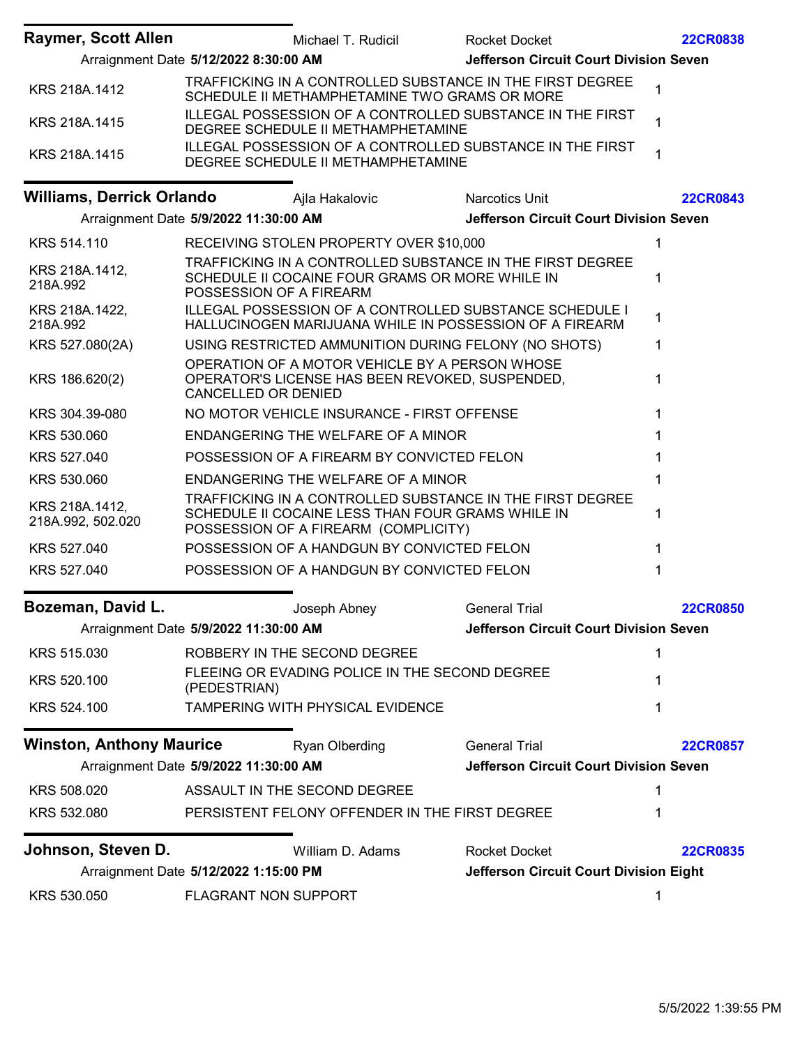**Raymer, Scott Allen** | Michael T. Rudicil | Rocket Docket | **22CR0838**

Arraignment Date **5/12/2022 8:30:00 AM** | **Jefferson Circuit Court Division Seven**

| Statute | Charge | Count |
|---|---|---|
| KRS 218A.1412 | TRAFFICKING IN A CONTROLLED SUBSTANCE IN THE FIRST DEGREE SCHEDULE II METHAMPHETAMINE TWO GRAMS OR MORE | 1 |
| KRS 218A.1415 | ILLEGAL POSSESSION OF A CONTROLLED SUBSTANCE IN THE FIRST DEGREE SCHEDULE II METHAMPHETAMINE | 1 |
| KRS 218A.1415 | ILLEGAL POSSESSION OF A CONTROLLED SUBSTANCE IN THE FIRST DEGREE SCHEDULE II METHAMPHETAMINE | 1 |

**Williams, Derrick Orlando** | Ajla Hakalovic | Narcotics Unit | **22CR0843**

Arraignment Date **5/9/2022 11:30:00 AM** | **Jefferson Circuit Court Division Seven**

| Statute | Charge | Count |
|---|---|---|
| KRS 514.110 | RECEIVING STOLEN PROPERTY OVER $10,000 | 1 |
| KRS 218A.1412, 218A.992 | TRAFFICKING IN A CONTROLLED SUBSTANCE IN THE FIRST DEGREE SCHEDULE II COCAINE FOUR GRAMS OR MORE WHILE IN POSSESSION OF A FIREARM | 1 |
| KRS 218A.1422, 218A.992 | ILLEGAL POSSESSION OF A CONTROLLED SUBSTANCE SCHEDULE I HALLUCINOGEN MARIJUANA WHILE IN POSSESSION OF A FIREARM | 1 |
| KRS 527.080(2A) | USING RESTRICTED AMMUNITION DURING FELONY (NO SHOTS) | 1 |
| KRS 186.620(2) | OPERATION OF A MOTOR VEHICLE BY A PERSON WHOSE OPERATOR'S LICENSE HAS BEEN REVOKED, SUSPENDED, CANCELLED OR DENIED | 1 |
| KRS 304.39-080 | NO MOTOR VEHICLE INSURANCE - FIRST OFFENSE | 1 |
| KRS 530.060 | ENDANGERING THE WELFARE OF A MINOR | 1 |
| KRS 527.040 | POSSESSION OF A FIREARM BY CONVICTED FELON | 1 |
| KRS 530.060 | ENDANGERING THE WELFARE OF A MINOR | 1 |
| KRS 218A.1412, 218A.992, 502.020 | TRAFFICKING IN A CONTROLLED SUBSTANCE IN THE FIRST DEGREE SCHEDULE II COCAINE LESS THAN FOUR GRAMS WHILE IN POSSESSION OF A FIREARM (COMPLICITY) | 1 |
| KRS 527.040 | POSSESSION OF A HANDGUN BY CONVICTED FELON | 1 |
| KRS 527.040 | POSSESSION OF A HANDGUN BY CONVICTED FELON | 1 |

**Bozeman, David L.** | Joseph Abney | General Trial | **22CR0850**

Arraignment Date **5/9/2022 11:30:00 AM** | **Jefferson Circuit Court Division Seven**

| Statute | Charge | Count |
|---|---|---|
| KRS 515.030 | ROBBERY IN THE SECOND DEGREE | 1 |
| KRS 520.100 | FLEEING OR EVADING POLICE IN THE SECOND DEGREE (PEDESTRIAN) | 1 |
| KRS 524.100 | TAMPERING WITH PHYSICAL EVIDENCE | 1 |

**Winston, Anthony Maurice** | Ryan Olberding | General Trial | **22CR0857**

Arraignment Date **5/9/2022 11:30:00 AM** | **Jefferson Circuit Court Division Seven**

| Statute | Charge | Count |
|---|---|---|
| KRS 508.020 | ASSAULT IN THE SECOND DEGREE | 1 |
| KRS 532.080 | PERSISTENT FELONY OFFENDER IN THE FIRST DEGREE | 1 |

**Johnson, Steven D.** | William D. Adams | Rocket Docket | **22CR0835**

Arraignment Date **5/12/2022 1:15:00 PM** | **Jefferson Circuit Court Division Eight**

| Statute | Charge | Count |
|---|---|---|
| KRS 530.050 | FLAGRANT NON SUPPORT | 1 |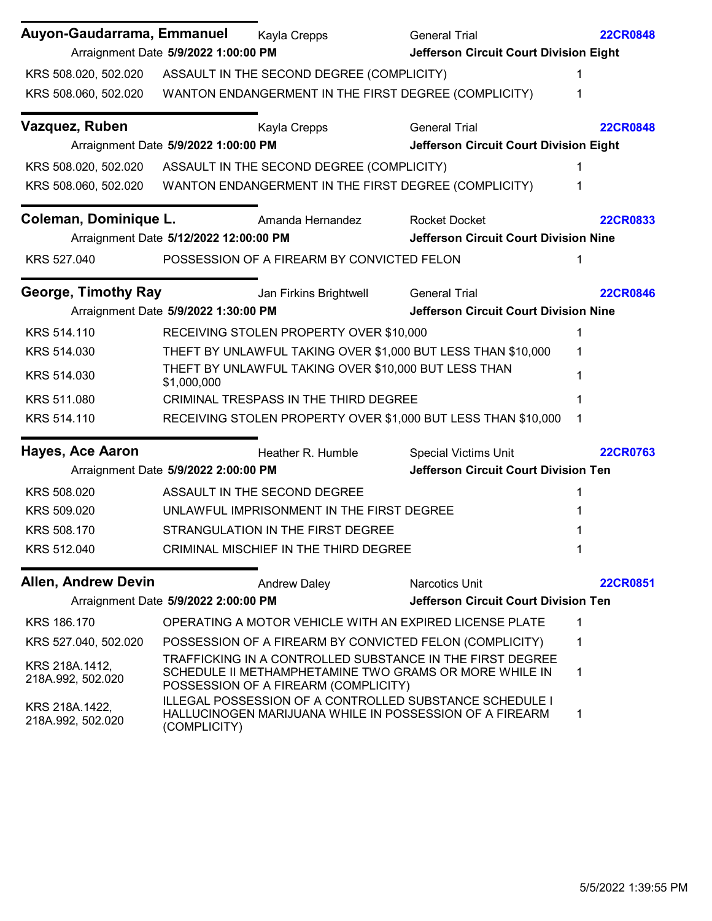**Auyon-Gaudarrama, Emmanuel** | Kayla Crepps | General Trial | **22CR0848**

Arraignment Date **5/9/2022 1:00:00 PM** | **Jefferson Circuit Court Division Eight**

| Statute | Charge | Count |
|---|---|---|
| KRS 508.020, 502.020 | ASSAULT IN THE SECOND DEGREE (COMPLICITY) | 1 |
| KRS 508.060, 502.020 | WANTON ENDANGERMENT IN THE FIRST DEGREE (COMPLICITY) | 1 |

**Vazquez, Ruben** | Kayla Crepps | General Trial | **22CR0848**

Arraignment Date **5/9/2022 1:00:00 PM** | **Jefferson Circuit Court Division Eight**

| Statute | Charge | Count |
|---|---|---|
| KRS 508.020, 502.020 | ASSAULT IN THE SECOND DEGREE (COMPLICITY) | 1 |
| KRS 508.060, 502.020 | WANTON ENDANGERMENT IN THE FIRST DEGREE (COMPLICITY) | 1 |

**Coleman, Dominique L.** | Amanda Hernandez | Rocket Docket | **22CR0833**

Arraignment Date **5/12/2022 12:00:00 PM** | **Jefferson Circuit Court Division Nine**

| Statute | Charge | Count |
|---|---|---|
| KRS 527.040 | POSSESSION OF A FIREARM BY CONVICTED FELON | 1 |

**George, Timothy Ray** | Jan Firkins Brightwell | General Trial | **22CR0846**

Arraignment Date **5/9/2022 1:30:00 PM** | **Jefferson Circuit Court Division Nine**

| Statute | Charge | Count |
|---|---|---|
| KRS 514.110 | RECEIVING STOLEN PROPERTY OVER $10,000 | 1 |
| KRS 514.030 | THEFT BY UNLAWFUL TAKING OVER $1,000 BUT LESS THAN $10,000 | 1 |
| KRS 514.030 | THEFT BY UNLAWFUL TAKING OVER $10,000 BUT LESS THAN $1,000,000 | 1 |
| KRS 511.080 | CRIMINAL TRESPASS IN THE THIRD DEGREE | 1 |
| KRS 514.110 | RECEIVING STOLEN PROPERTY OVER $1,000 BUT LESS THAN $10,000 | 1 |

**Hayes, Ace Aaron** | Heather R. Humble | Special Victims Unit | **22CR0763**

Arraignment Date **5/9/2022 2:00:00 PM** | **Jefferson Circuit Court Division Ten**

| Statute | Charge | Count |
|---|---|---|
| KRS 508.020 | ASSAULT IN THE SECOND DEGREE | 1 |
| KRS 509.020 | UNLAWFUL IMPRISONMENT IN THE FIRST DEGREE | 1 |
| KRS 508.170 | STRANGULATION IN THE FIRST DEGREE | 1 |
| KRS 512.040 | CRIMINAL MISCHIEF IN THE THIRD DEGREE | 1 |

**Allen, Andrew Devin** | Andrew Daley | Narcotics Unit | **22CR0851**

Arraignment Date **5/9/2022 2:00:00 PM** | **Jefferson Circuit Court Division Ten**

| Statute | Charge | Count |
|---|---|---|
| KRS 186.170 | OPERATING A MOTOR VEHICLE WITH AN EXPIRED LICENSE PLATE | 1 |
| KRS 527.040, 502.020 | POSSESSION OF A FIREARM BY CONVICTED FELON (COMPLICITY) | 1 |
| KRS 218A.1412, 218A.992, 502.020 | TRAFFICKING IN A CONTROLLED SUBSTANCE IN THE FIRST DEGREE SCHEDULE II METHAMPHETAMINE TWO GRAMS OR MORE WHILE IN POSSESSION OF A FIREARM (COMPLICITY) | 1 |
| KRS 218A.1422, 218A.992, 502.020 | ILLEGAL POSSESSION OF A CONTROLLED SUBSTANCE SCHEDULE I HALLUCINOGEN MARIJUANA WHILE IN POSSESSION OF A FIREARM (COMPLICITY) | 1 |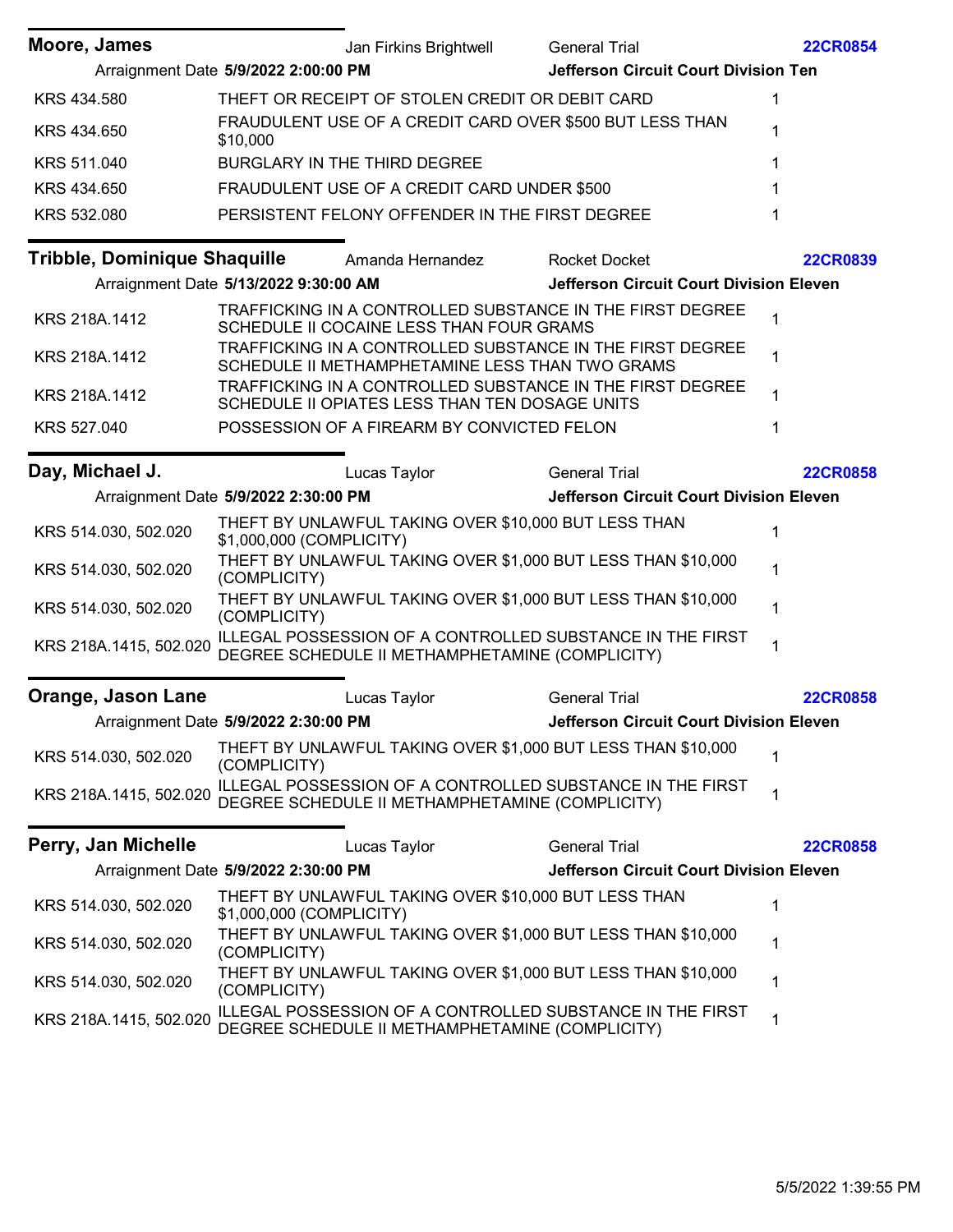**Moore, James** | Jan Firkins Brightwell | General Trial | **22CR0854**

Arraignment Date **5/9/2022 2:00:00 PM** | **Jefferson Circuit Court Division Ten**

| Statute | Charge | Count |
|---|---|---|
| KRS 434.580 | THEFT OR RECEIPT OF STOLEN CREDIT OR DEBIT CARD | 1 |
| KRS 434.650 | FRAUDULENT USE OF A CREDIT CARD OVER $500 BUT LESS THAN $10,000 | 1 |
| KRS 511.040 | BURGLARY IN THE THIRD DEGREE | 1 |
| KRS 434.650 | FRAUDULENT USE OF A CREDIT CARD UNDER $500 | 1 |
| KRS 532.080 | PERSISTENT FELONY OFFENDER IN THE FIRST DEGREE | 1 |

**Tribble, Dominique Shaquille** | Amanda Hernandez | Rocket Docket | **22CR0839**

Arraignment Date **5/13/2022 9:30:00 AM** | **Jefferson Circuit Court Division Eleven**

| Statute | Charge | Count |
|---|---|---|
| KRS 218A.1412 | TRAFFICKING IN A CONTROLLED SUBSTANCE IN THE FIRST DEGREE SCHEDULE II COCAINE LESS THAN FOUR GRAMS | 1 |
| KRS 218A.1412 | TRAFFICKING IN A CONTROLLED SUBSTANCE IN THE FIRST DEGREE SCHEDULE II METHAMPHETAMINE LESS THAN TWO GRAMS | 1 |
| KRS 218A.1412 | TRAFFICKING IN A CONTROLLED SUBSTANCE IN THE FIRST DEGREE SCHEDULE II OPIATES LESS THAN TEN DOSAGE UNITS | 1 |
| KRS 527.040 | POSSESSION OF A FIREARM BY CONVICTED FELON | 1 |

**Day, Michael J.** | Lucas Taylor | General Trial | **22CR0858**

Arraignment Date **5/9/2022 2:30:00 PM** | **Jefferson Circuit Court Division Eleven**

| Statute | Charge | Count |
|---|---|---|
| KRS 514.030, 502.020 | THEFT BY UNLAWFUL TAKING OVER $10,000 BUT LESS THAN $1,000,000 (COMPLICITY) | 1 |
| KRS 514.030, 502.020 | THEFT BY UNLAWFUL TAKING OVER $1,000 BUT LESS THAN $10,000 (COMPLICITY) | 1 |
| KRS 514.030, 502.020 | THEFT BY UNLAWFUL TAKING OVER $1,000 BUT LESS THAN $10,000 (COMPLICITY) | 1 |
| KRS 218A.1415, 502.020 | ILLEGAL POSSESSION OF A CONTROLLED SUBSTANCE IN THE FIRST DEGREE SCHEDULE II METHAMPHETAMINE (COMPLICITY) | 1 |

**Orange, Jason Lane** | Lucas Taylor | General Trial | **22CR0858**

Arraignment Date **5/9/2022 2:30:00 PM** | **Jefferson Circuit Court Division Eleven**

| Statute | Charge | Count |
|---|---|---|
| KRS 514.030, 502.020 | THEFT BY UNLAWFUL TAKING OVER $1,000 BUT LESS THAN $10,000 (COMPLICITY) | 1 |
| KRS 218A.1415, 502.020 | ILLEGAL POSSESSION OF A CONTROLLED SUBSTANCE IN THE FIRST DEGREE SCHEDULE II METHAMPHETAMINE (COMPLICITY) | 1 |

**Perry, Jan Michelle** | Lucas Taylor | General Trial | **22CR0858**

Arraignment Date **5/9/2022 2:30:00 PM** | **Jefferson Circuit Court Division Eleven**

| Statute | Charge | Count |
|---|---|---|
| KRS 514.030, 502.020 | THEFT BY UNLAWFUL TAKING OVER $10,000 BUT LESS THAN $1,000,000 (COMPLICITY) | 1 |
| KRS 514.030, 502.020 | THEFT BY UNLAWFUL TAKING OVER $1,000 BUT LESS THAN $10,000 (COMPLICITY) | 1 |
| KRS 514.030, 502.020 | THEFT BY UNLAWFUL TAKING OVER $1,000 BUT LESS THAN $10,000 (COMPLICITY) | 1 |
| KRS 218A.1415, 502.020 | ILLEGAL POSSESSION OF A CONTROLLED SUBSTANCE IN THE FIRST DEGREE SCHEDULE II METHAMPHETAMINE (COMPLICITY) | 1 |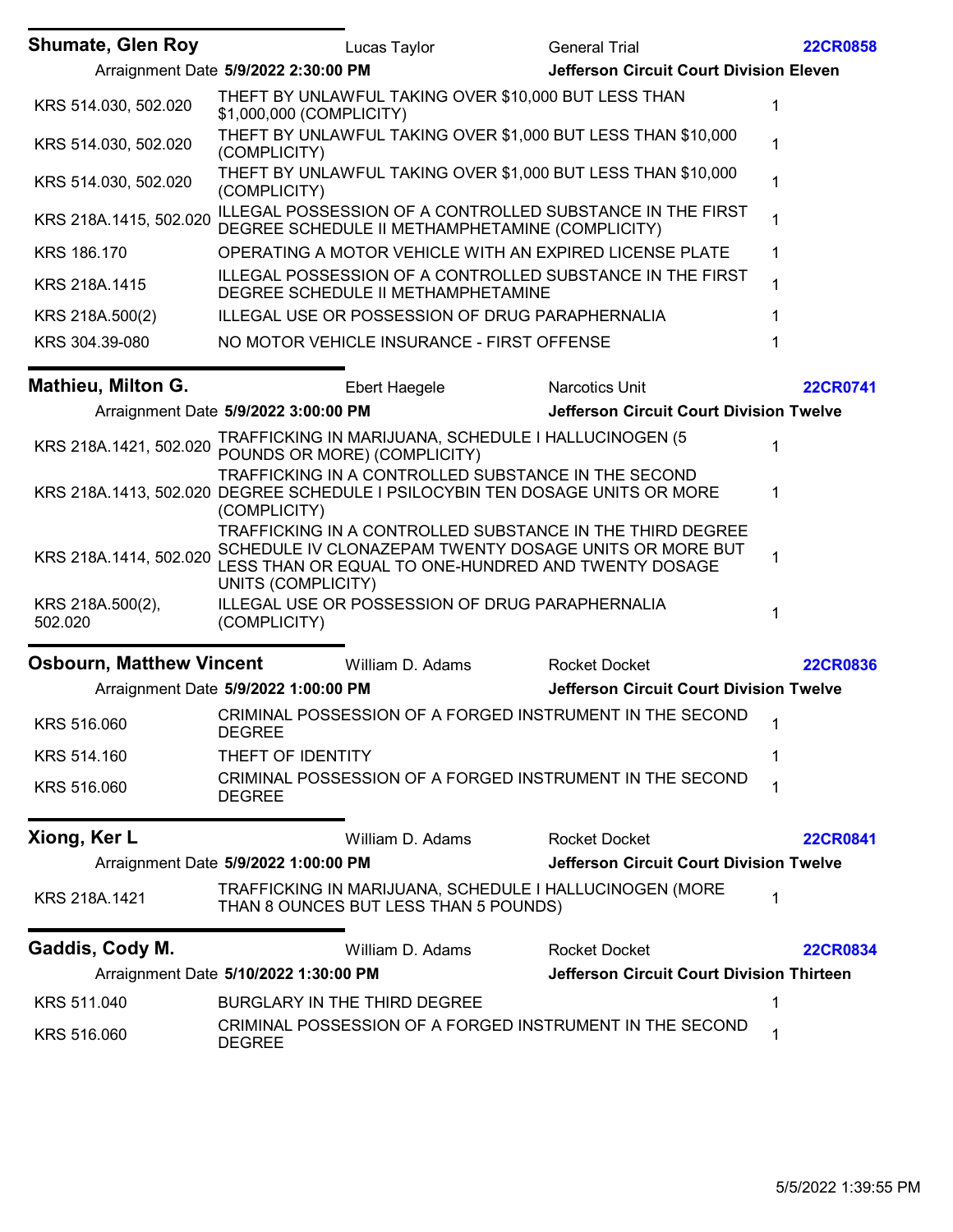**Shumate, Glen Roy** | Lucas Taylor | General Trial | **22CR0858**

Arraignment Date **5/9/2022 2:30:00 PM** | **Jefferson Circuit Court Division Eleven**

| Statute | Charge | Count |
|---|---|---|
| KRS 514.030, 502.020 | THEFT BY UNLAWFUL TAKING OVER $10,000 BUT LESS THAN $1,000,000 (COMPLICITY) | 1 |
| KRS 514.030, 502.020 | THEFT BY UNLAWFUL TAKING OVER $1,000 BUT LESS THAN $10,000 (COMPLICITY) | 1 |
| KRS 514.030, 502.020 | THEFT BY UNLAWFUL TAKING OVER $1,000 BUT LESS THAN $10,000 (COMPLICITY) | 1 |
| KRS 218A.1415, 502.020 | ILLEGAL POSSESSION OF A CONTROLLED SUBSTANCE IN THE FIRST DEGREE SCHEDULE II METHAMPHETAMINE (COMPLICITY) | 1 |
| KRS 186.170 | OPERATING A MOTOR VEHICLE WITH AN EXPIRED LICENSE PLATE | 1 |
| KRS 218A.1415 | ILLEGAL POSSESSION OF A CONTROLLED SUBSTANCE IN THE FIRST DEGREE SCHEDULE II METHAMPHETAMINE | 1 |
| KRS 218A.500(2) | ILLEGAL USE OR POSSESSION OF DRUG PARAPHERNALIA | 1 |
| KRS 304.39-080 | NO MOTOR VEHICLE INSURANCE - FIRST OFFENSE | 1 |

**Mathieu, Milton G.** | Ebert Haegele | Narcotics Unit | **22CR0741**

Arraignment Date **5/9/2022 3:00:00 PM** | **Jefferson Circuit Court Division Twelve**

| Statute | Charge | Count |
|---|---|---|
| KRS 218A.1421, 502.020 | TRAFFICKING IN MARIJUANA, SCHEDULE I HALLUCINOGEN (5 POUNDS OR MORE) (COMPLICITY) | 1 |
| KRS 218A.1413, 502.020 | TRAFFICKING IN A CONTROLLED SUBSTANCE IN THE SECOND DEGREE SCHEDULE I PSILOCYBIN TEN DOSAGE UNITS OR MORE (COMPLICITY) | 1 |
| KRS 218A.1414, 502.020 | TRAFFICKING IN A CONTROLLED SUBSTANCE IN THE THIRD DEGREE SCHEDULE IV CLONAZEPAM TWENTY DOSAGE UNITS OR MORE BUT LESS THAN OR EQUAL TO ONE-HUNDRED AND TWENTY DOSAGE UNITS (COMPLICITY) | 1 |
| KRS 218A.500(2), 502.020 | ILLEGAL USE OR POSSESSION OF DRUG PARAPHERNALIA (COMPLICITY) | 1 |

**Osbourn, Matthew Vincent** | William D. Adams | Rocket Docket | **22CR0836**

Arraignment Date **5/9/2022 1:00:00 PM** | **Jefferson Circuit Court Division Twelve**

| Statute | Charge | Count |
|---|---|---|
| KRS 516.060 | CRIMINAL POSSESSION OF A FORGED INSTRUMENT IN THE SECOND DEGREE | 1 |
| KRS 514.160 | THEFT OF IDENTITY | 1 |
| KRS 516.060 | CRIMINAL POSSESSION OF A FORGED INSTRUMENT IN THE SECOND DEGREE | 1 |

**Xiong, Ker L** | William D. Adams | Rocket Docket | **22CR0841**

Arraignment Date **5/9/2022 1:00:00 PM** | **Jefferson Circuit Court Division Twelve**

| Statute | Charge | Count |
|---|---|---|
| KRS 218A.1421 | TRAFFICKING IN MARIJUANA, SCHEDULE I HALLUCINOGEN (MORE THAN 8 OUNCES BUT LESS THAN 5 POUNDS) | 1 |

**Gaddis, Cody M.** | William D. Adams | Rocket Docket | **22CR0834**

Arraignment Date **5/10/2022 1:30:00 PM** | **Jefferson Circuit Court Division Thirteen**

| Statute | Charge | Count |
|---|---|---|
| KRS 511.040 | BURGLARY IN THE THIRD DEGREE | 1 |
| KRS 516.060 | CRIMINAL POSSESSION OF A FORGED INSTRUMENT IN THE SECOND DEGREE | 1 |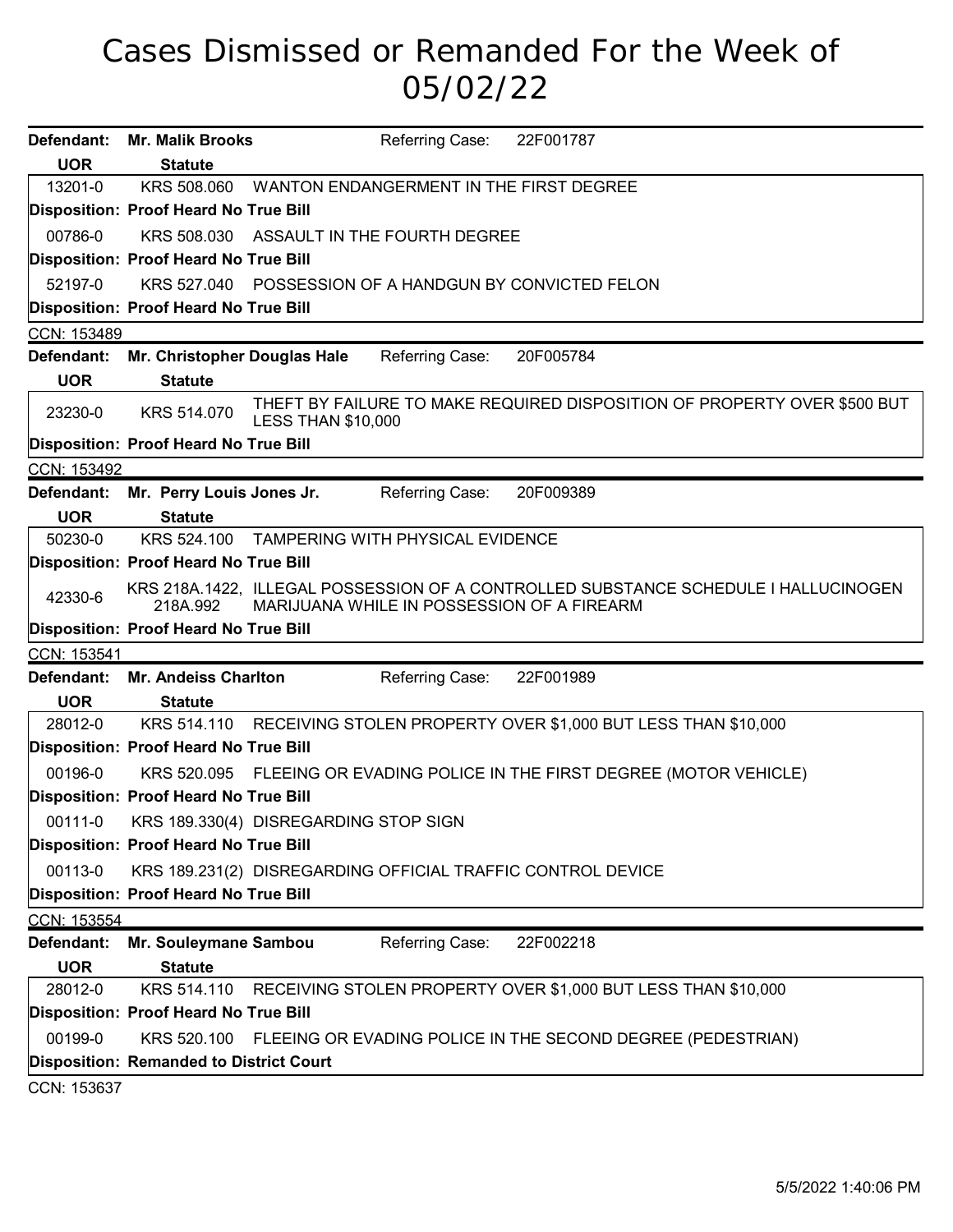# Cases Dismissed or Remanded For the Week of 05/02/22

**Defendant:** **Mr. Malik Brooks** Referring Case: 22F001787

| UOR | Statute | |
|---|---|---|
| 13201-0 | KRS 508.060 | WANTON ENDANGERMENT IN THE FIRST DEGREE |
| **Disposition: Proof Heard No True Bill** | | |
| 00786-0 | KRS 508.030 | ASSAULT IN THE FOURTH DEGREE |
| **Disposition: Proof Heard No True Bill** | | |
| 52197-0 | KRS 527.040 | POSSESSION OF A HANDGUN BY CONVICTED FELON |
| **Disposition: Proof Heard No True Bill** | | |

CCN: 153489

**Defendant:** **Mr. Christopher Douglas Hale** Referring Case: 20F005784

| UOR | Statute | |
|---|---|---|
| 23230-0 | KRS 514.070 | THEFT BY FAILURE TO MAKE REQUIRED DISPOSITION OF PROPERTY OVER $500 BUT LESS THAN $10,000 |
| **Disposition: Proof Heard No True Bill** | | |

CCN: 153492

**Defendant:** **Mr. Perry Louis Jones Jr.** Referring Case: 20F009389

| UOR | Statute | |
|---|---|---|
| 50230-0 | KRS 524.100 | TAMPERING WITH PHYSICAL EVIDENCE |
| **Disposition: Proof Heard No True Bill** | | |
| 42330-6 | KRS 218A.1422, 218A.992 | ILLEGAL POSSESSION OF A CONTROLLED SUBSTANCE SCHEDULE I HALLUCINOGEN MARIJUANA WHILE IN POSSESSION OF A FIREARM |
| **Disposition: Proof Heard No True Bill** | | |

CCN: 153541

**Defendant:** **Mr. Andeiss Charlton** Referring Case: 22F001989

| UOR | Statute | |
|---|---|---|
| 28012-0 | KRS 514.110 | RECEIVING STOLEN PROPERTY OVER $1,000 BUT LESS THAN $10,000 |
| **Disposition: Proof Heard No True Bill** | | |
| 00196-0 | KRS 520.095 | FLEEING OR EVADING POLICE IN THE FIRST DEGREE (MOTOR VEHICLE) |
| **Disposition: Proof Heard No True Bill** | | |
| 00111-0 | KRS 189.330(4) | DISREGARDING STOP SIGN |
| **Disposition: Proof Heard No True Bill** | | |
| 00113-0 | KRS 189.231(2) | DISREGARDING OFFICIAL TRAFFIC CONTROL DEVICE |
| **Disposition: Proof Heard No True Bill** | | |

CCN: 153554

**Defendant:** **Mr. Souleymane Sambou** Referring Case: 22F002218

| UOR | Statute | |
|---|---|---|
| 28012-0 | KRS 514.110 | RECEIVING STOLEN PROPERTY OVER $1,000 BUT LESS THAN $10,000 |
| **Disposition: Proof Heard No True Bill** | | |
| 00199-0 | KRS 520.100 | FLEEING OR EVADING POLICE IN THE SECOND DEGREE (PEDESTRIAN) |
| **Disposition: Remanded to District Court** | | |

CCN: 153637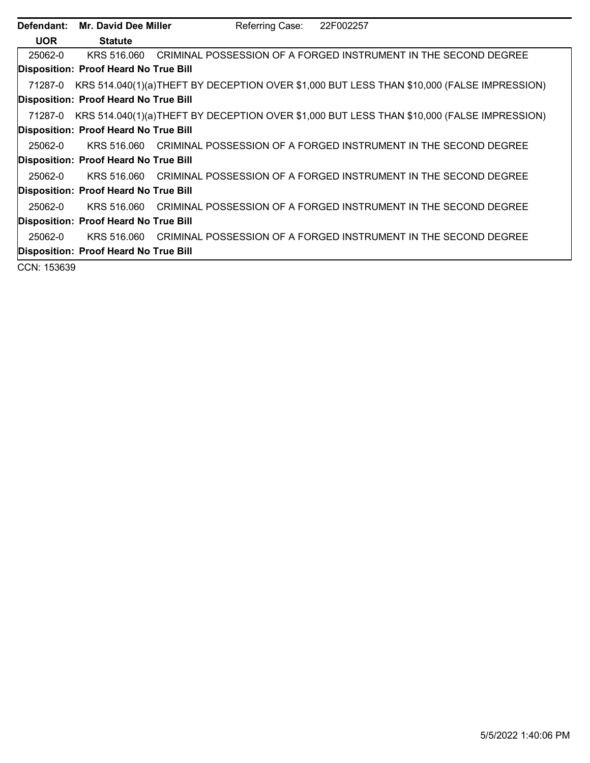**Defendant:** **Mr. David Dee Miller** Referring Case: 22F002257

| UOR | Statute | |
|---|---|---|
| 25062-0 | KRS 516.060 | CRIMINAL POSSESSION OF A FORGED INSTRUMENT IN THE SECOND DEGREE |
| **Disposition: Proof Heard No True Bill** | | |
| 71287-0 | KRS 514.040(1)(a) | THEFT BY DECEPTION OVER $1,000 BUT LESS THAN $10,000 (FALSE IMPRESSION) |
| **Disposition: Proof Heard No True Bill** | | |
| 71287-0 | KRS 514.040(1)(a) | THEFT BY DECEPTION OVER $1,000 BUT LESS THAN $10,000 (FALSE IMPRESSION) |
| **Disposition: Proof Heard No True Bill** | | |
| 25062-0 | KRS 516.060 | CRIMINAL POSSESSION OF A FORGED INSTRUMENT IN THE SECOND DEGREE |
| **Disposition: Proof Heard No True Bill** | | |
| 25062-0 | KRS 516.060 | CRIMINAL POSSESSION OF A FORGED INSTRUMENT IN THE SECOND DEGREE |
| **Disposition: Proof Heard No True Bill** | | |
| 25062-0 | KRS 516.060 | CRIMINAL POSSESSION OF A FORGED INSTRUMENT IN THE SECOND DEGREE |
| **Disposition: Proof Heard No True Bill** | | |
| 25062-0 | KRS 516.060 | CRIMINAL POSSESSION OF A FORGED INSTRUMENT IN THE SECOND DEGREE |
| **Disposition: Proof Heard No True Bill** | | |

CCN: 153639

5/5/2022 1:40:06 PM